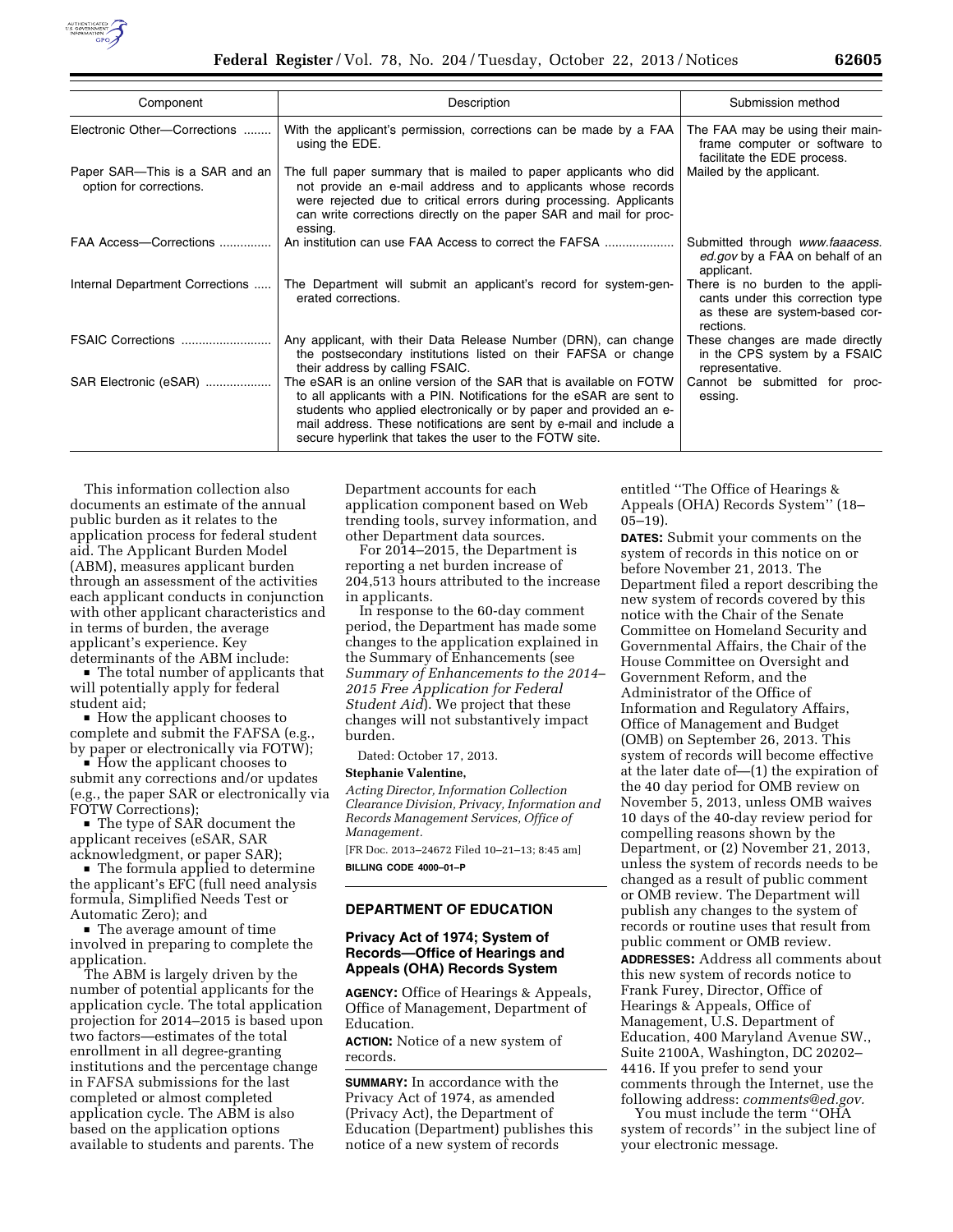| Component | Description | Submission method |
| --- | --- | --- |
| Electronic Other—Corrections | With the applicant's permission, corrections can be made by a FAA using the EDE. | The FAA may be using their mainframe computer or software to facilitate the EDE process. |
| Paper SAR—This is a SAR and an option for corrections. | The full paper summary that is mailed to paper applicants who did not provide an e-mail address and to applicants whose records were rejected due to critical errors during processing. Applicants can write corrections directly on the paper SAR and mail for processing. | Mailed by the applicant. |
| FAA Access—Corrections | An institution can use FAA Access to correct the FAFSA | Submitted through *www.faaacess.ed.gov* by a FAA on behalf of an applicant. |
| Internal Department Corrections | The Department will submit an applicant's record for system-generated corrections. | There is no burden to the applicants under this correction type as these are system-based corrections. |
| FSAIC Corrections | Any applicant, with their Data Release Number (DRN), can change the postsecondary institutions listed on their FAFSA or change their address by calling FSAIC. | These changes are made directly in the CPS system by a FSAIC representative. |
| SAR Electronic (eSAR) | The eSAR is an online version of the SAR that is available on FOTW to all applicants with a PIN. Notifications for the eSAR are sent to students who applied electronically or by paper and provided an e-mail address. These notifications are sent by e-mail and include a secure hyperlink that takes the user to the FOTW site. | Cannot be submitted for processing. |

This information collection also documents an estimate of the annual public burden as it relates to the application process for federal student aid. The Applicant Burden Model (ABM), measures applicant burden through an assessment of the activities each applicant conducts in conjunction with other applicant characteristics and in terms of burden, the average applicant's experience. Key determinants of the ABM include:

- The total number of applicants that will potentially apply for federal student aid;
- How the applicant chooses to complete and submit the FAFSA (e.g., by paper or electronically via FOTW);
- How the applicant chooses to submit any corrections and/or updates (e.g., the paper SAR or electronically via FOTW Corrections);
- The type of SAR document the applicant receives (eSAR, SAR acknowledgment, or paper SAR);
- The formula applied to determine the applicant's EFC (full need analysis formula, Simplified Needs Test or Automatic Zero); and
- The average amount of time involved in preparing to complete the application.

The ABM is largely driven by the number of potential applicants for the application cycle. The total application projection for 2014–2015 is based upon two factors—estimates of the total enrollment in all degree-granting institutions and the percentage change in FAFSA submissions for the last completed or almost completed application cycle. The ABM is also based on the application options available to students and parents. The Department accounts for each application component based on Web trending tools, survey information, and other Department data sources.

For 2014–2015, the Department is reporting a net burden increase of 204,513 hours attributed to the increase in applicants.

In response to the 60-day comment period, the Department has made some changes to the application explained in the Summary of Enhancements (see *Summary of Enhancements to the 2014–2015 Free Application for Federal Student Aid*). We project that these changes will not substantively impact burden.

Dated: October 17, 2013.

**Stephanie Valentine,**

*Acting Director, Information Collection Clearance Division, Privacy, Information and Records Management Services, Office of Management.*

[FR Doc. 2013–24672 Filed 10–21–13; 8:45 am]

**BILLING CODE 4000–01–P**

## DEPARTMENT OF EDUCATION

### Privacy Act of 1974; System of Records—Office of Hearings and Appeals (OHA) Records System

**AGENCY:** Office of Hearings & Appeals, Office of Management, Department of Education.

**ACTION:** Notice of a new system of records.

**SUMMARY:** In accordance with the Privacy Act of 1974, as amended (Privacy Act), the Department of Education (Department) publishes this notice of a new system of records entitled "The Office of Hearings & Appeals (OHA) Records System" (18–05–19).

**DATES:** Submit your comments on the system of records in this notice on or before November 21, 2013. The Department filed a report describing the new system of records covered by this notice with the Chair of the Senate Committee on Homeland Security and Governmental Affairs, the Chair of the House Committee on Oversight and Government Reform, and the Administrator of the Office of Information and Regulatory Affairs, Office of Management and Budget (OMB) on September 26, 2013. This system of records will become effective at the later date of—(1) the expiration of the 40 day period for OMB review on November 5, 2013, unless OMB waives 10 days of the 40-day review period for compelling reasons shown by the Department, or (2) November 21, 2013, unless the system of records needs to be changed as a result of public comment or OMB review. The Department will publish any changes to the system of records or routine uses that result from public comment or OMB review.

**ADDRESSES:** Address all comments about this new system of records notice to Frank Furey, Director, Office of Hearings & Appeals, Office of Management, U.S. Department of Education, 400 Maryland Avenue SW., Suite 2100A, Washington, DC 20202–4416. If you prefer to send your comments through the Internet, use the following address: *comments@ed.gov.*

You must include the term "OHA system of records" in the subject line of your electronic message.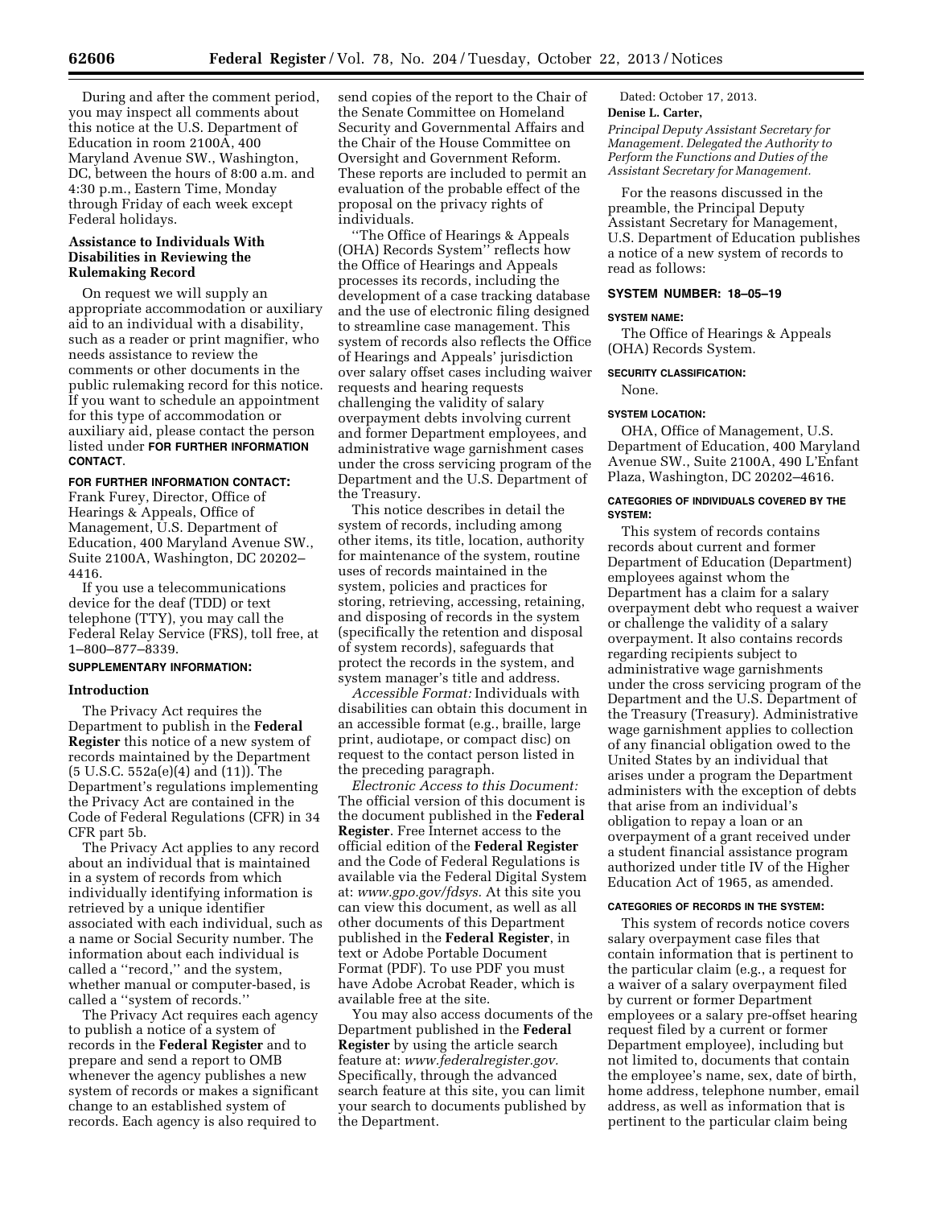During and after the comment period, you may inspect all comments about this notice at the U.S. Department of Education in room 2100A, 400 Maryland Avenue SW., Washington, DC, between the hours of 8:00 a.m. and 4:30 p.m., Eastern Time, Monday through Friday of each week except Federal holidays.

**Assistance to Individuals With Disabilities in Reviewing the Rulemaking Record**

On request we will supply an appropriate accommodation or auxiliary aid to an individual with a disability, such as a reader or print magnifier, who needs assistance to review the comments or other documents in the public rulemaking record for this notice. If you want to schedule an appointment for this type of accommodation or auxiliary aid, please contact the person listed under **FOR FURTHER INFORMATION CONTACT**.

**FOR FURTHER INFORMATION CONTACT:** Frank Furey, Director, Office of Hearings & Appeals, Office of Management, U.S. Department of Education, 400 Maryland Avenue SW., Suite 2100A, Washington, DC 20202–4416.

If you use a telecommunications device for the deaf (TDD) or text telephone (TTY), you may call the Federal Relay Service (FRS), toll free, at 1–800–877–8339.

**SUPPLEMENTARY INFORMATION:**

**Introduction**

The Privacy Act requires the Department to publish in the **Federal Register** this notice of a new system of records maintained by the Department (5 U.S.C. 552a(e)(4) and (11)). The Department's regulations implementing the Privacy Act are contained in the Code of Federal Regulations (CFR) in 34 CFR part 5b.

The Privacy Act applies to any record about an individual that is maintained in a system of records from which individually identifying information is retrieved by a unique identifier associated with each individual, such as a name or Social Security number. The information about each individual is called a "record," and the system, whether manual or computer-based, is called a "system of records."

The Privacy Act requires each agency to publish a notice of a system of records in the **Federal Register** and to prepare and send a report to OMB whenever the agency publishes a new system of records or makes a significant change to an established system of records. Each agency is also required to send copies of the report to the Chair of the Senate Committee on Homeland Security and Governmental Affairs and the Chair of the House Committee on Oversight and Government Reform. These reports are included to permit an evaluation of the probable effect of the proposal on the privacy rights of individuals.

"The Office of Hearings & Appeals (OHA) Records System" reflects how the Office of Hearings and Appeals processes its records, including the development of a case tracking database and the use of electronic filing designed to streamline case management. This system of records also reflects the Office of Hearings and Appeals' jurisdiction over salary offset cases including waiver requests and hearing requests challenging the validity of salary overpayment debts involving current and former Department employees, and administrative wage garnishment cases under the cross servicing program of the Department and the U.S. Department of the Treasury.

This notice describes in detail the system of records, including among other items, its title, location, authority for maintenance of the system, routine uses of records maintained in the system, policies and practices for storing, retrieving, accessing, retaining, and disposing of records in the system (specifically the retention and disposal of system records), safeguards that protect the records in the system, and system manager's title and address.

*Accessible Format:* Individuals with disabilities can obtain this document in an accessible format (e.g., braille, large print, audiotape, or compact disc) on request to the contact person listed in the preceding paragraph.

*Electronic Access to this Document:* The official version of this document is the document published in the **Federal Register**. Free Internet access to the official edition of the **Federal Register** and the Code of Federal Regulations is available via the Federal Digital System at: *www.gpo.gov/fdsys.* At this site you can view this document, as well as all other documents of this Department published in the **Federal Register**, in text or Adobe Portable Document Format (PDF). To use PDF you must have Adobe Acrobat Reader, which is available free at the site.

You may also access documents of the Department published in the **Federal Register** by using the article search feature at: *www.federalregister.gov.* Specifically, through the advanced search feature at this site, you can limit your search to documents published by the Department.

Dated: October 17, 2013.

**Denise L. Carter,**

*Principal Deputy Assistant Secretary for Management. Delegated the Authority to Perform the Functions and Duties of the Assistant Secretary for Management.*

For the reasons discussed in the preamble, the Principal Deputy Assistant Secretary for Management, U.S. Department of Education publishes a notice of a new system of records to read as follows:

**SYSTEM NUMBER: 18–05–19**

**SYSTEM NAME:**

The Office of Hearings & Appeals (OHA) Records System.

**SECURITY CLASSIFICATION:**

None.

**SYSTEM LOCATION:**

OHA, Office of Management, U.S. Department of Education, 400 Maryland Avenue SW., Suite 2100A, 490 L'Enfant Plaza, Washington, DC 20202–4616.

**CATEGORIES OF INDIVIDUALS COVERED BY THE SYSTEM:**

This system of records contains records about current and former Department of Education (Department) employees against whom the Department has a claim for a salary overpayment debt who request a waiver or challenge the validity of a salary overpayment. It also contains records regarding recipients subject to administrative wage garnishments under the cross servicing program of the Department and the U.S. Department of the Treasury (Treasury). Administrative wage garnishment applies to collection of any financial obligation owed to the United States by an individual that arises under a program the Department administers with the exception of debts that arise from an individual's obligation to repay a loan or an overpayment of a grant received under a student financial assistance program authorized under title IV of the Higher Education Act of 1965, as amended.

**CATEGORIES OF RECORDS IN THE SYSTEM:**

This system of records notice covers salary overpayment case files that contain information that is pertinent to the particular claim (e.g., a request for a waiver of a salary overpayment filed by current or former Department employees or a salary pre-offset hearing request filed by a current or former Department employee), including but not limited to, documents that contain the employee's name, sex, date of birth, home address, telephone number, email address, as well as information that is pertinent to the particular claim being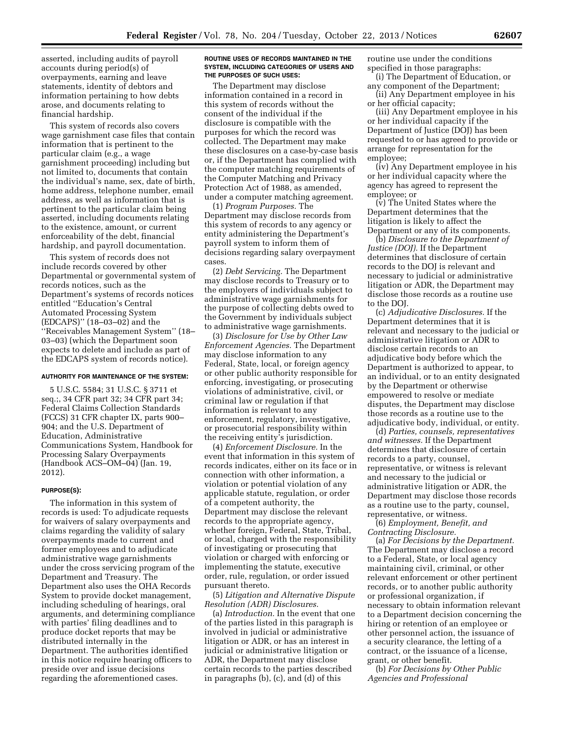asserted, including audits of payroll accounts during period(s) of overpayments, earning and leave statements, identity of debtors and information pertaining to how debts arose, and documents relating to financial hardship.

This system of records also covers wage garnishment case files that contain information that is pertinent to the particular claim (e.g., a wage garnishment proceeding) including but not limited to, documents that contain the individual's name, sex, date of birth, home address, telephone number, email address, as well as information that is pertinent to the particular claim being asserted, including documents relating to the existence, amount, or current enforceability of the debt, financial hardship, and payroll documentation.

This system of records does not include records covered by other Departmental or governmental system of records notices, such as the Department's systems of records notices entitled "Education's Central Automated Processing System (EDCAPS)" (18–03–02) and the "Receivables Management System" (18–03–03) (which the Department soon expects to delete and include as part of the EDCAPS system of records notice).

**AUTHORITY FOR MAINTENANCE OF THE SYSTEM:**

5 U.S.C. 5584; 31 U.S.C. § 3711 et seq.;, 34 CFR part 32; 34 CFR part 34; Federal Claims Collection Standards (FCCS) 31 CFR chapter IX, parts 900–904; and the U.S. Department of Education, Administrative Communications System, Handbook for Processing Salary Overpayments (Handbook ACS–OM–04) (Jan. 19, 2012).

**PURPOSE(S):**

The information in this system of records is used: To adjudicate requests for waivers of salary overpayments and claims regarding the validity of salary overpayments made to current and former employees and to adjudicate administrative wage garnishments under the cross servicing program of the Department and Treasury. The Department also uses the OHA Records System to provide docket management, including scheduling of hearings, oral arguments, and determining compliance with parties' filing deadlines and to produce docket reports that may be distributed internally in the Department. The authorities identified in this notice require hearing officers to preside over and issue decisions regarding the aforementioned cases.

**ROUTINE USES OF RECORDS MAINTAINED IN THE SYSTEM, INCLUDING CATEGORIES OF USERS AND THE PURPOSES OF SUCH USES:**

The Department may disclose information contained in a record in this system of records without the consent of the individual if the disclosure is compatible with the purposes for which the record was collected. The Department may make these disclosures on a case-by-case basis or, if the Department has complied with the computer matching requirements of the Computer Matching and Privacy Protection Act of 1988, as amended, under a computer matching agreement.

(1) *Program Purposes.* The Department may disclose records from this system of records to any agency or entity administering the Department's payroll system to inform them of decisions regarding salary overpayment cases.

(2) *Debt Servicing.* The Department may disclose records to Treasury or to the employers of individuals subject to administrative wage garnishments for the purpose of collecting debts owed to the Government by individuals subject to administrative wage garnishments.

(3) *Disclosure for Use by Other Law Enforcement Agencies.* The Department may disclose information to any Federal, State, local, or foreign agency or other public authority responsible for enforcing, investigating, or prosecuting violations of administrative, civil, or criminal law or regulation if that information is relevant to any enforcement, regulatory, investigative, or prosecutorial responsibility within the receiving entity's jurisdiction.

(4) *Enforcement Disclosure.* In the event that information in this system of records indicates, either on its face or in connection with other information, a violation or potential violation of any applicable statute, regulation, or order of a competent authority, the Department may disclose the relevant records to the appropriate agency, whether foreign, Federal, State, Tribal, or local, charged with the responsibility of investigating or prosecuting that violation or charged with enforcing or implementing the statute, executive order, rule, regulation, or order issued pursuant thereto.

(5) *Litigation and Alternative Dispute Resolution (ADR) Disclosures.*

(a) *Introduction.* In the event that one of the parties listed in this paragraph is involved in judicial or administrative litigation or ADR, or has an interest in judicial or administrative litigation or ADR, the Department may disclose certain records to the parties described in paragraphs (b), (c), and (d) of this routine use under the conditions specified in those paragraphs:

(i) The Department of Education, or any component of the Department;

(ii) Any Department employee in his or her official capacity;

(iii) Any Department employee in his or her individual capacity if the Department of Justice (DOJ) has been requested to or has agreed to provide or arrange for representation for the employee;

(iv) Any Department employee in his or her individual capacity where the agency has agreed to represent the employee; or

(v) The United States where the Department determines that the litigation is likely to affect the Department or any of its components.

(b) *Disclosure to the Department of Justice (DOJ).* If the Department determines that disclosure of certain records to the DOJ is relevant and necessary to judicial or administrative litigation or ADR, the Department may disclose those records as a routine use to the DOJ.

(c) *Adjudicative Disclosures.* If the Department determines that it is relevant and necessary to the judicial or administrative litigation or ADR to disclose certain records to an adjudicative body before which the Department is authorized to appear, to an individual, or to an entity designated by the Department or otherwise empowered to resolve or mediate disputes, the Department may disclose those records as a routine use to the adjudicative body, individual, or entity.

(d) *Parties, counsels, representatives and witnesses.* If the Department determines that disclosure of certain records to a party, counsel, representative, or witness is relevant and necessary to the judicial or administrative litigation or ADR, the Department may disclose those records as a routine use to the party, counsel, representative, or witness.

(6) *Employment, Benefit, and Contracting Disclosure.*

(a) *For Decisions by the Department.* The Department may disclose a record to a Federal, State, or local agency maintaining civil, criminal, or other relevant enforcement or other pertinent records, or to another public authority or professional organization, if necessary to obtain information relevant to a Department decision concerning the hiring or retention of an employee or other personnel action, the issuance of a security clearance, the letting of a contract, or the issuance of a license, grant, or other benefit.

(b) *For Decisions by Other Public Agencies and Professional*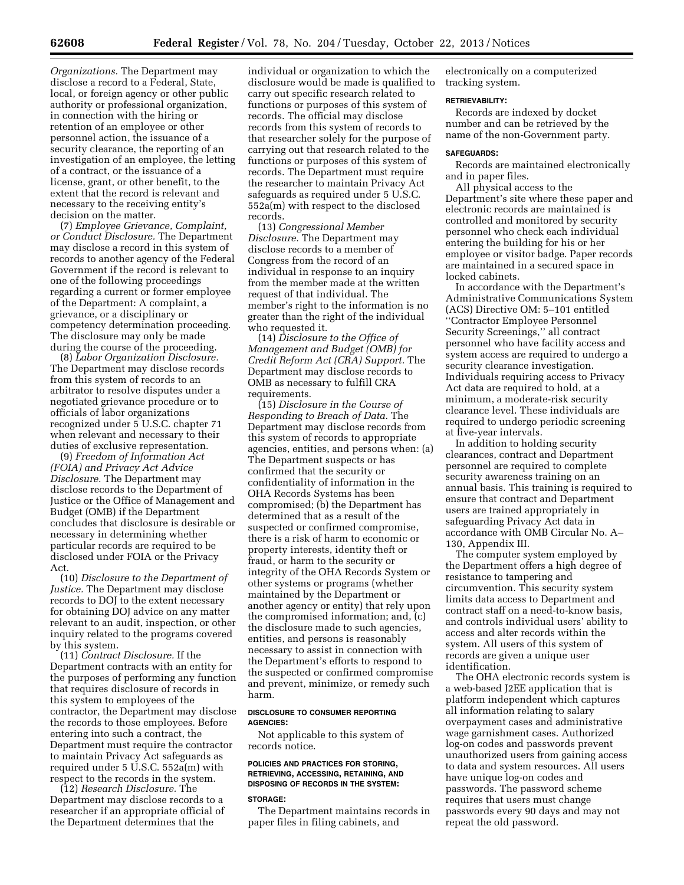*Organizations.* The Department may disclose a record to a Federal, State, local, or foreign agency or other public authority or professional organization, in connection with the hiring or retention of an employee or other personnel action, the issuance of a security clearance, the reporting of an investigation of an employee, the letting of a contract, or the issuance of a license, grant, or other benefit, to the extent that the record is relevant and necessary to the receiving entity's decision on the matter.

(7) *Employee Grievance, Complaint, or Conduct Disclosure.* The Department may disclose a record in this system of records to another agency of the Federal Government if the record is relevant to one of the following proceedings regarding a current or former employee of the Department: A complaint, a grievance, or a disciplinary or competency determination proceeding. The disclosure may only be made during the course of the proceeding.

(8) *Labor Organization Disclosure.* The Department may disclose records from this system of records to an arbitrator to resolve disputes under a negotiated grievance procedure or to officials of labor organizations recognized under 5 U.S.C. chapter 71 when relevant and necessary to their duties of exclusive representation.

(9) *Freedom of Information Act (FOIA) and Privacy Act Advice Disclosure.* The Department may disclose records to the Department of Justice or the Office of Management and Budget (OMB) if the Department concludes that disclosure is desirable or necessary in determining whether particular records are required to be disclosed under FOIA or the Privacy Act.

(10) *Disclosure to the Department of Justice.* The Department may disclose records to DOJ to the extent necessary for obtaining DOJ advice on any matter relevant to an audit, inspection, or other inquiry related to the programs covered by this system.

(11) *Contract Disclosure.* If the Department contracts with an entity for the purposes of performing any function that requires disclosure of records in this system to employees of the contractor, the Department may disclose the records to those employees. Before entering into such a contract, the Department must require the contractor to maintain Privacy Act safeguards as required under 5 U.S.C. 552a(m) with respect to the records in the system.

(12) *Research Disclosure.* The Department may disclose records to a researcher if an appropriate official of the Department determines that the individual or organization to which the disclosure would be made is qualified to carry out specific research related to functions or purposes of this system of records. The official may disclose records from this system of records to that researcher solely for the purpose of carrying out that research related to the functions or purposes of this system of records. The Department must require the researcher to maintain Privacy Act safeguards as required under 5 U.S.C. 552a(m) with respect to the disclosed records.

(13) *Congressional Member Disclosure.* The Department may disclose records to a member of Congress from the record of an individual in response to an inquiry from the member made at the written request of that individual. The member's right to the information is no greater than the right of the individual who requested it.

(14) *Disclosure to the Office of Management and Budget (OMB) for Credit Reform Act (CRA) Support.* The Department may disclose records to OMB as necessary to fulfill CRA requirements.

(15) *Disclosure in the Course of Responding to Breach of Data.* The Department may disclose records from this system of records to appropriate agencies, entities, and persons when: (a) The Department suspects or has confirmed that the security or confidentiality of information in the OHA Records Systems has been compromised; (b) the Department has determined that as a result of the suspected or confirmed compromise, there is a risk of harm to economic or property interests, identity theft or fraud, or harm to the security or integrity of the OHA Records System or other systems or programs (whether maintained by the Department or another agency or entity) that rely upon the compromised information; and, (c) the disclosure made to such agencies, entities, and persons is reasonably necessary to assist in connection with the Department's efforts to respond to the suspected or confirmed compromise and prevent, minimize, or remedy such harm.

#### DISCLOSURE TO CONSUMER REPORTING AGENCIES:

Not applicable to this system of records notice.

#### POLICIES AND PRACTICES FOR STORING, RETRIEVING, ACCESSING, RETAINING, AND DISPOSING OF RECORDS IN THE SYSTEM:

#### STORAGE:

The Department maintains records in paper files in filing cabinets, and electronically on a computerized tracking system.

#### RETRIEVABILITY:

Records are indexed by docket number and can be retrieved by the name of the non-Government party.

#### SAFEGUARDS:

Records are maintained electronically and in paper files.

All physical access to the Department's site where these paper and electronic records are maintained is controlled and monitored by security personnel who check each individual entering the building for his or her employee or visitor badge. Paper records are maintained in a secured space in locked cabinets.

In accordance with the Department's Administrative Communications System (ACS) Directive OM: 5–101 entitled ''Contractor Employee Personnel Security Screenings,'' all contract personnel who have facility access and system access are required to undergo a security clearance investigation. Individuals requiring access to Privacy Act data are required to hold, at a minimum, a moderate-risk security clearance level. These individuals are required to undergo periodic screening at five-year intervals.

In addition to holding security clearances, contract and Department personnel are required to complete security awareness training on an annual basis. This training is required to ensure that contract and Department users are trained appropriately in safeguarding Privacy Act data in accordance with OMB Circular No. A–130, Appendix III.

The computer system employed by the Department offers a high degree of resistance to tampering and circumvention. This security system limits data access to Department and contract staff on a need-to-know basis, and controls individual users' ability to access and alter records within the system. All users of this system of records are given a unique user identification.

The OHA electronic records system is a web-based J2EE application that is platform independent which captures all information relating to salary overpayment cases and administrative wage garnishment cases. Authorized log-on codes and passwords prevent unauthorized users from gaining access to data and system resources. All users have unique log-on codes and passwords. The password scheme requires that users must change passwords every 90 days and may not repeat the old password.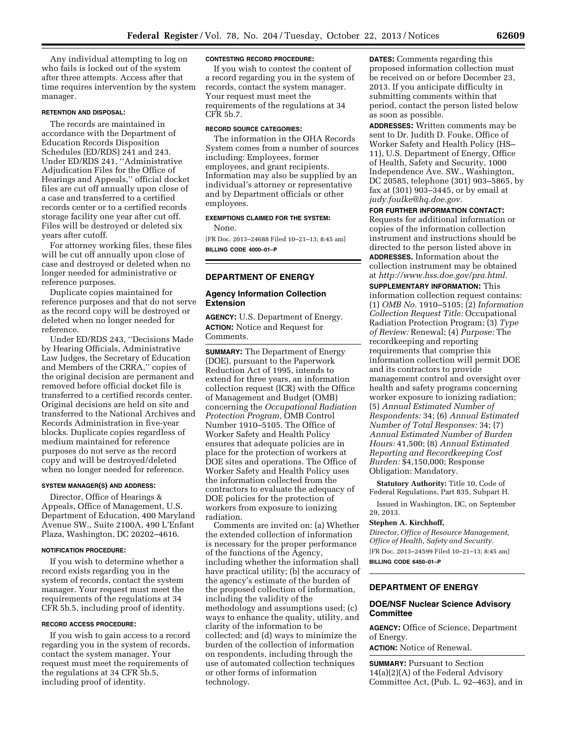Any individual attempting to log on who fails is locked out of the system after three attempts. Access after that time requires intervention by the system manager.

**RETENTION AND DISPOSAL:**

The records are maintained in accordance with the Department of Education Records Disposition Schedules (ED/RDS) 241 and 243. Under ED/RDS 241, ''Administrative Adjudication Files for the Office of Hearings and Appeals,'' official docket files are cut off annually upon close of a case and transferred to a certified records center or to a certified records storage facility one year after cut off. Files will be destroyed or deleted six years after cutoff.

For attorney working files, these files will be cut off annually upon close of case and destroyed or deleted when no longer needed for administrative or reference purposes.

Duplicate copies maintained for reference purposes and that do not serve as the record copy will be destroyed or deleted when no longer needed for reference.

Under ED/RDS 243, ''Decisions Made by Hearing Officials, Administrative Law Judges, the Secretary of Education and Members of the CRRA,'' copies of the original decision are permanent and removed before official docket file is transferred to a certified records center. Original decisions are held on site and transferred to the National Archives and Records Administration in five-year blocks. Duplicate copies regardless of medium maintained for reference purposes do not serve as the record copy and will be destroyed/deleted when no longer needed for reference.

**SYSTEM MANAGER(S) AND ADDRESS:**

Director, Office of Hearings & Appeals, Office of Management, U.S. Department of Education, 400 Maryland Avenue SW., Suite 2100A, 490 L'Enfant Plaza, Washington, DC 20202–4616.

**NOTIFICATION PROCEDURE:**

If you wish to determine whether a record exists regarding you in the system of records, contact the system manager. Your request must meet the requirements of the regulations at 34 CFR 5b.5, including proof of identity.

**RECORD ACCESS PROCEDURE:**

If you wish to gain access to a record regarding you in the system of records, contact the system manager. Your request must meet the requirements of the regulations at 34 CFR 5b.5, including proof of identity.

**CONTESTING RECORD PROCEDURE:**

If you wish to contest the content of a record regarding you in the system of records, contact the system manager. Your request must meet the requirements of the regulations at 34 CFR 5b.7.

**RECORD SOURCE CATEGORIES:**

The information in the OHA Records System comes from a number of sources including: Employees, former employees, and grant recipients. Information may also be supplied by an individual's attorney or representative and by Department officials or other employees.

**EXEMPTIONS CLAIMED FOR THE SYSTEM:**

None.

[FR Doc. 2013–24688 Filed 10–21–13; 8:45 am]

**BILLING CODE 4000–01–P**

## DEPARTMENT OF ENERGY

### Agency Information Collection Extension

**AGENCY:** U.S. Department of Energy.

**ACTION:** Notice and Request for Comments.

**SUMMARY:** The Department of Energy (DOE), pursuant to the Paperwork Reduction Act of 1995, intends to extend for three years, an information collection request (ICR) with the Office of Management and Budget (OMB) concerning the *Occupational Radiation Protection Program,* OMB Control Number 1910–5105. The Office of Worker Safety and Health Policy ensures that adequate policies are in place for the protection of workers at DOE sites and operations. The Office of Worker Safety and Health Policy uses the information collected from the contractors to evaluate the adequacy of DOE policies for the protection of workers from exposure to ionizing radiation.

Comments are invited on: (a) Whether the extended collection of information is necessary for the proper performance of the functions of the Agency, including whether the information shall have practical utility; (b) the accuracy of the agency's estimate of the burden of the proposed collection of information, including the validity of the methodology and assumptions used; (c) ways to enhance the quality, utility, and clarity of the information to be collected; and (d) ways to minimize the burden of the collection of information on respondents, including through the use of automated collection techniques or other forms of information technology.

**DATES:** Comments regarding this proposed information collection must be received on or before December 23, 2013. If you anticipate difficulty in submitting comments within that period, contact the person listed below as soon as possible.

**ADDRESSES:** Written comments may be sent to Dr. Judith D. Fouke, Office of Worker Safety and Health Policy (HS–11), U.S. Department of Energy, Office of Health, Safety and Security, 1000 Independence Ave. SW., Washington, DC 20585, telephone (301) 903–5865, by fax at (301) 903–3445, or by email at *judy.foulke@hq.doe.gov.*

**FOR FURTHER INFORMATION CONTACT:** Requests for additional information or copies of the information collection instrument and instructions should be directed to the person listed above in **ADDRESSES.** Information about the collection instrument may be obtained at *http://www.hss.doe.gov/pra.html.*

**SUPPLEMENTARY INFORMATION:** This information collection request contains: (1) *OMB No.* 1910–5105; (2) *Information Collection Request Title:* Occupational Radiation Protection Program; (3) *Type of Review:* Renewal; (4) *Purpose:* The recordkeeping and reporting requirements that comprise this information collection will permit DOE and its contractors to provide management control and oversight over health and safety programs concerning worker exposure to ionizing radiation; (5) *Annual Estimated Number of Respondents:* 34; (6) *Annual Estimated Number of Total Responses:* 34; (7) *Annual Estimated Number of Burden Hours:* 41,500; (8) *Annual Estimated Reporting and Recordkeeping Cost Burden:* $4,150,000; Response Obligation: Mandatory.

**Statutory Authority:** Title 10, Code of Federal Regulations, Part 835, Subpart H.

Issued in Washington, DC, on September 29, 2013.

**Stephen A. Kirchhoff,**

*Director, Office of Resource Management, Office of Health, Safety and Security.*

[FR Doc. 2013–24599 Filed 10–21–13; 8:45 am]

**BILLING CODE 6450–01–P**

## DEPARTMENT OF ENERGY

### DOE/NSF Nuclear Science Advisory Committee

**AGENCY:** Office of Science, Department of Energy.

**ACTION:** Notice of Renewal.

**SUMMARY:** Pursuant to Section 14(a)(2)(A) of the Federal Advisory Committee Act, (Pub. L. 92–463), and in